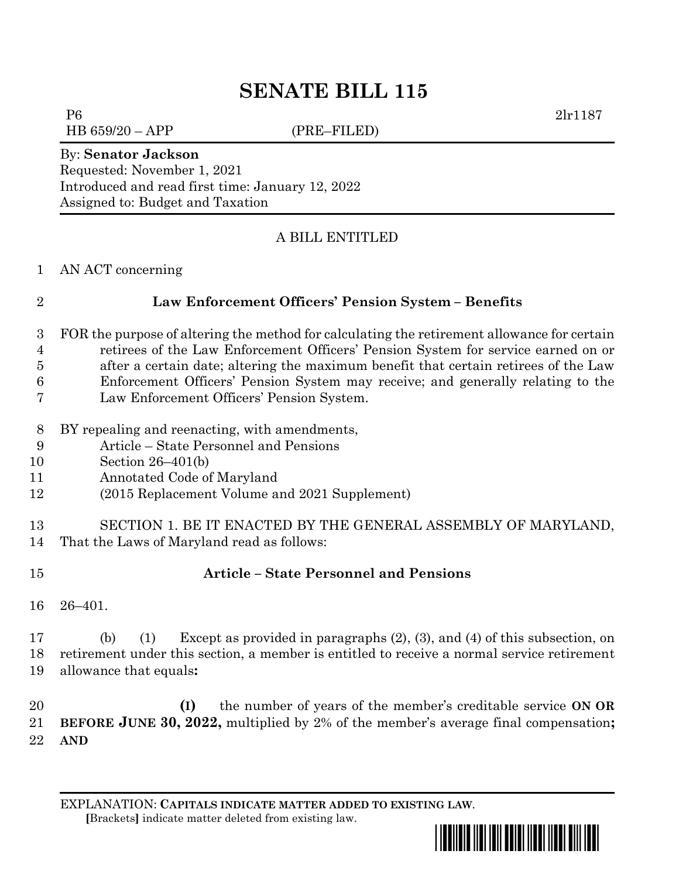# SENATE BILL 115

P6 2lr1187

HB 659/20 – APP (PRE–FILED)

By: **Senator Jackson**

Requested: November 1, 2021

Introduced and read first time: January 12, 2022

Assigned to: Budget and Taxation

A BILL ENTITLED

AN ACT concerning

**Law Enforcement Officers' Pension System – Benefits**

FOR the purpose of altering the method for calculating the retirement allowance for certain retirees of the Law Enforcement Officers' Pension System for service earned on or after a certain date; altering the maximum benefit that certain retirees of the Law Enforcement Officers' Pension System may receive; and generally relating to the Law Enforcement Officers' Pension System.

BY repealing and reenacting, with amendments,

Article – State Personnel and Pensions

Section 26–401(b)

Annotated Code of Maryland

(2015 Replacement Volume and 2021 Supplement)

SECTION 1. BE IT ENACTED BY THE GENERAL ASSEMBLY OF MARYLAND, That the Laws of Maryland read as follows:

**Article – State Personnel and Pensions**

26–401.

(b) (1) Except as provided in paragraphs (2), (3), and (4) of this subsection, on retirement under this section, a member is entitled to receive a normal service retirement allowance that equals**:**

**(I)** the number of years of the member's creditable service **ON OR BEFORE JUNE 30, 2022,** multiplied by 2% of the member's average final compensation**; AND**

EXPLANATION: **CAPITALS INDICATE MATTER ADDED TO EXISTING LAW**.

**[**Brackets**]** indicate matter deleted from existing law.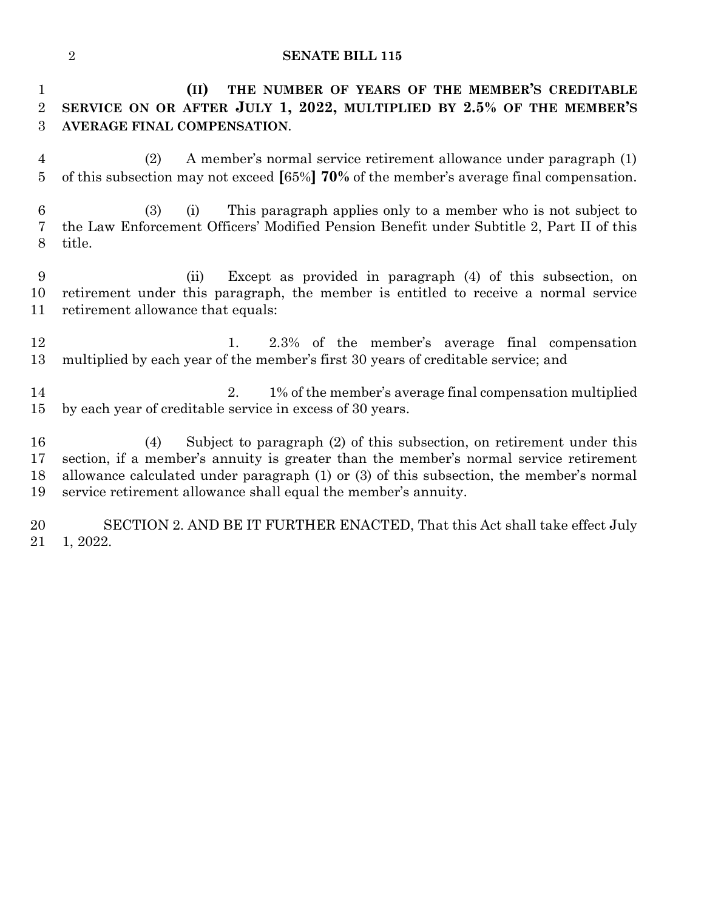**(II) THE NUMBER OF YEARS OF THE MEMBER'S CREDITABLE SERVICE ON OR AFTER JULY 1, 2022, MULTIPLIED BY 2.5% OF THE MEMBER'S AVERAGE FINAL COMPENSATION**.

(2) A member's normal service retirement allowance under paragraph (1) of this subsection may not exceed **[**65%**]** **70%** of the member's average final compensation.

(3) (i) This paragraph applies only to a member who is not subject to the Law Enforcement Officers' Modified Pension Benefit under Subtitle 2, Part II of this title.

(ii) Except as provided in paragraph (4) of this subsection, on retirement under this paragraph, the member is entitled to receive a normal service retirement allowance that equals:

1. 2.3% of the member's average final compensation multiplied by each year of the member's first 30 years of creditable service; and

2. 1% of the member's average final compensation multiplied by each year of creditable service in excess of 30 years.

(4) Subject to paragraph (2) of this subsection, on retirement under this section, if a member's annuity is greater than the member's normal service retirement allowance calculated under paragraph (1) or (3) of this subsection, the member's normal service retirement allowance shall equal the member's annuity.

SECTION 2. AND BE IT FURTHER ENACTED, That this Act shall take effect July 1, 2022.